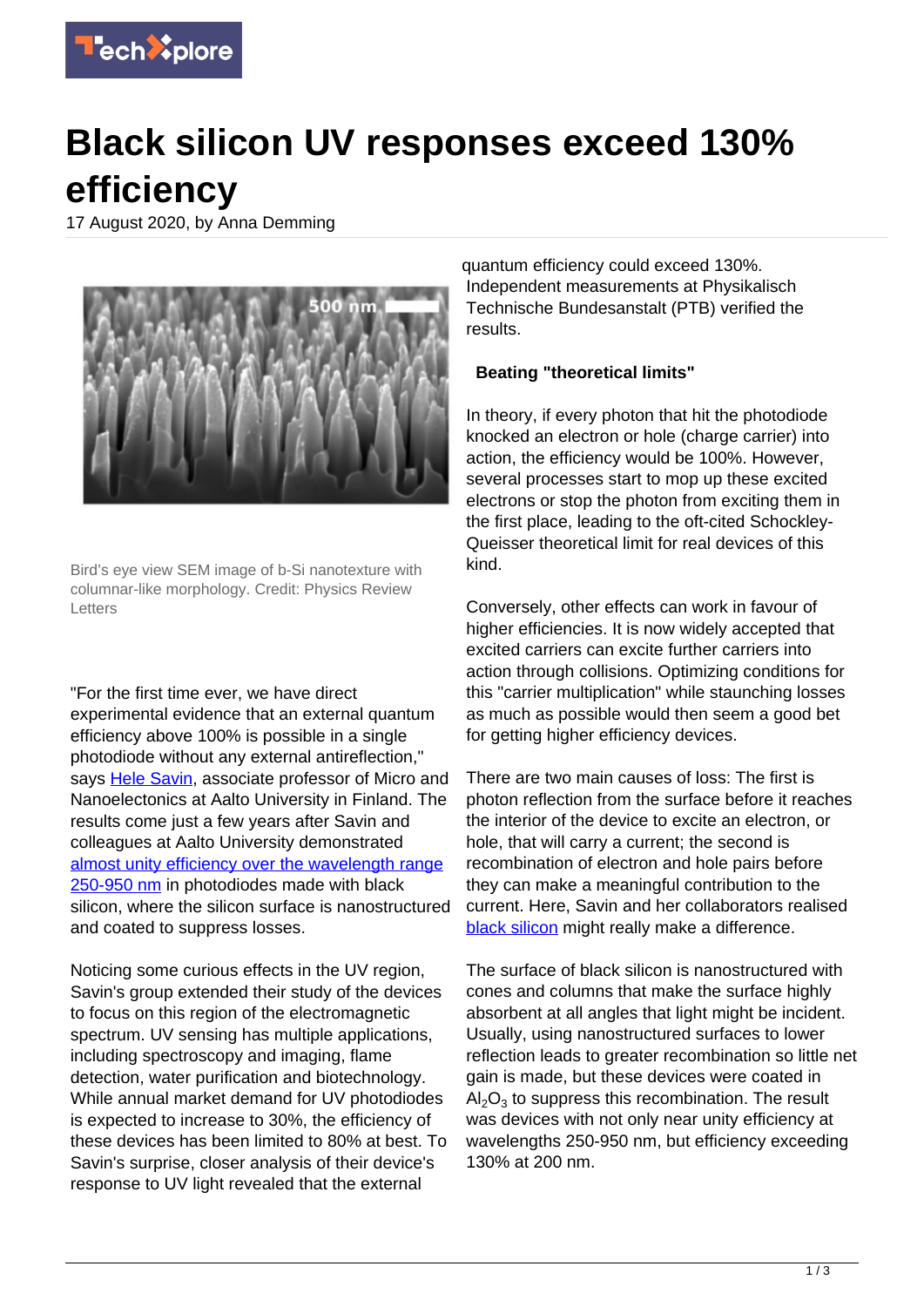# Black silicon UV responses exceed 130% efficiency

17 August 2020, by Anna Demming

Bird's eye view SEM image of b-Si nanotexture with columnar-like morphology. Credit: Physics Review Letters

"For the first time ever, we have direct experimental evidence that an external quantum efficiency above 100% is possible in a single photodiode without any external antireflection," says Hele Savin, associate professor of Micro and Nanoelectonics at Aalto University in Finland. The results come just a few years after Savin and colleagues at Aalto University demonstrated almost unity efficiency over the wavelength range 250-950 nm in photodiodes made with black silicon, where the silicon surface is nanostructured and coated to suppress losses.

Noticing some curious effects in the UV region, Savin's group extended their study of the devices to focus on this region of the electromagnetic spectrum. UV sensing has multiple applications, including spectroscopy and imaging, flame detection, water purification and biotechnology. While annual market demand for UV photodiodes is expected to increase to 30%, the efficiency of these devices has been limited to 80% at best. To Savin's surprise, closer analysis of their device's response to UV light revealed that the external quantum efficiency could exceed 130%. Independent measurements at Physikalisch Technische Bundesanstalt (PTB) verified the results.

**Beating "theoretical limits"**

In theory, if every photon that hit the photodiode knocked an electron or hole (charge carrier) into action, the efficiency would be 100%. However, several processes start to mop up these excited electrons or stop the photon from exciting them in the first place, leading to the oft-cited Schockley-Queisser theoretical limit for real devices of this kind.

Conversely, other effects can work in favour of higher efficiencies. It is now widely accepted that excited carriers can excite further carriers into action through collisions. Optimizing conditions for this "carrier multiplication" while staunching losses as much as possible would then seem a good bet for getting higher efficiency devices.

There are two main causes of loss: The first is photon reflection from the surface before it reaches the interior of the device to excite an electron, or hole, that will carry a current; the second is recombination of electron and hole pairs before they can make a meaningful contribution to the current. Here, Savin and her collaborators realised black silicon might really make a difference.

The surface of black silicon is nanostructured with cones and columns that make the surface highly absorbent at all angles that light might be incident. Usually, using nanostructured surfaces to lower reflection leads to greater recombination so little net gain is made, but these devices were coated in $Al_2O_3$ to suppress this recombination. The result was devices with not only near unity efficiency at wavelengths 250-950 nm, but efficiency exceeding 130% at 200 nm.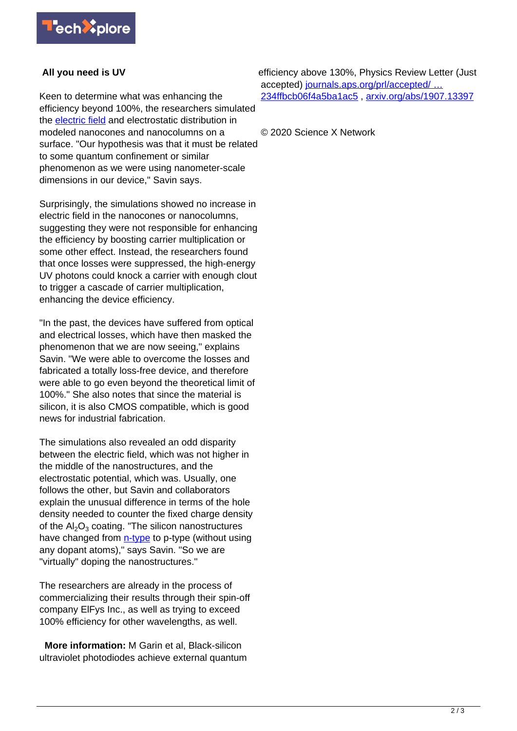## All you need is UV

Keen to determine what was enhancing the efficiency beyond 100%, the researchers simulated the electric field and electrostatic distribution in modeled nanocones and nanocolumns on a surface. "Our hypothesis was that it must be related to some quantum confinement or similar phenomenon as we were using nanometer-scale dimensions in our device," Savin says.

Surprisingly, the simulations showed no increase in electric field in the nanocones or nanocolumns, suggesting they were not responsible for enhancing the efficiency by boosting carrier multiplication or some other effect. Instead, the researchers found that once losses were suppressed, the high-energy UV photons could knock a carrier with enough clout to trigger a cascade of carrier multiplication, enhancing the device efficiency.

"In the past, the devices have suffered from optical and electrical losses, which have then masked the phenomenon that we are now seeing," explains Savin. "We were able to overcome the losses and fabricated a totally loss-free device, and therefore were able to go even beyond the theoretical limit of 100%." She also notes that since the material is silicon, it is also CMOS compatible, which is good news for industrial fabrication.

The simulations also revealed an odd disparity between the electric field, which was not higher in the middle of the nanostructures, and the electrostatic potential, which was. Usually, one follows the other, but Savin and collaborators explain the unusual difference in terms of the hole density needed to counter the fixed charge density of the $Al_2O_3$ coating. "The silicon nanostructures have changed from n-type to p-type (without using any dopant atoms)," says Savin. "So we are "virtually" doping the nanostructures."

The researchers are already in the process of commercializing their results through their spin-off company ElFys Inc., as well as trying to exceed 100% efficiency for other wavelengths, as well.

**More information:** M Garin et al, Black-silicon ultraviolet photodiodes achieve external quantum efficiency above 130%, Physics Review Letter (Just accepted) journals.aps.org/prl/accepted/ … 234ffbcb06f4a5ba1ac5 , arxiv.org/abs/1907.13397

© 2020 Science X Network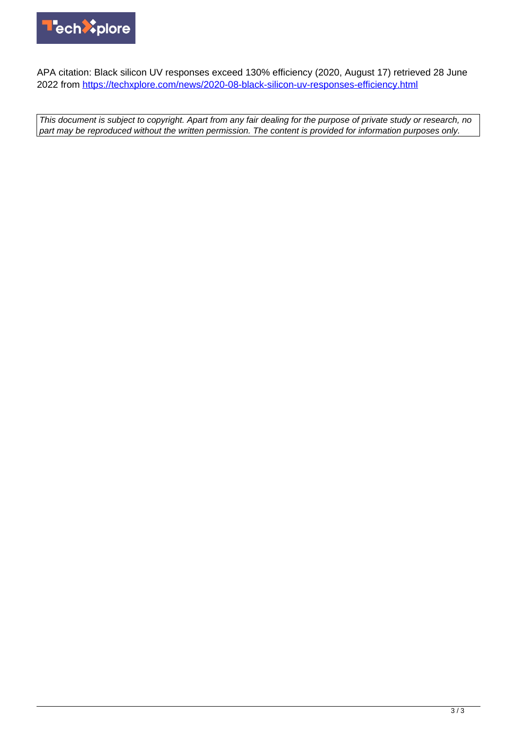APA citation: Black silicon UV responses exceed 130% efficiency (2020, August 17) retrieved 28 June 2022 from https://techxplore.com/news/2020-08-black-silicon-uv-responses-efficiency.html

*This document is subject to copyright. Apart from any fair dealing for the purpose of private study or research, no part may be reproduced without the written permission. The content is provided for information purposes only.*